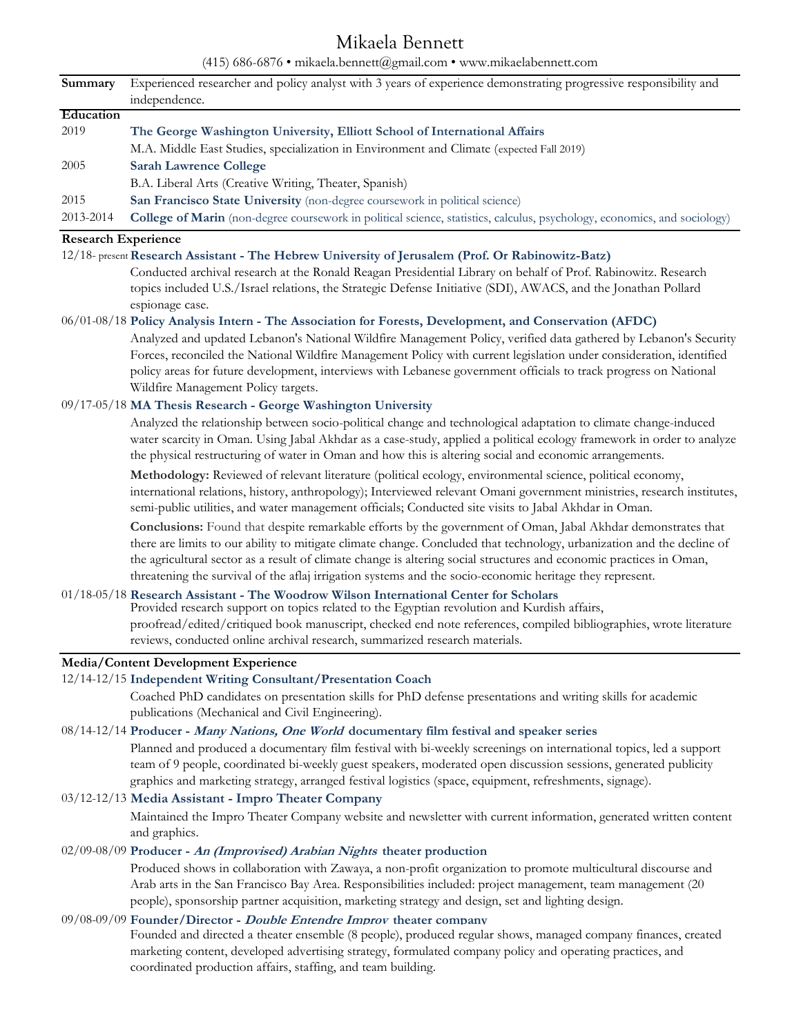# Mikaela Bennett

(415) 686-6876 • mikaela.bennett@gmail.com • www.mikaelabennett.com

## Summary

Experienced researcher and policy analyst with 3 years of experience demonstrating progressive responsibility and independence.

## Education

**2019** — **The George Washington University, Elliott School of International Affairs**
M.A. Middle East Studies, specialization in Environment and Climate (expected Fall 2019)

**2005** — **Sarah Lawrence College**
B.A. Liberal Arts (Creative Writing, Theater, Spanish)

**2015** — **San Francisco State University** (non-degree coursework in political science)

**2013-2014** — **College of Marin** (non-degree coursework in political science, statistics, calculus, psychology, economics, and sociology)

## Research Experience

**12/18- present** — **Research Assistant - The Hebrew University of Jerusalem (Prof. Or Rabinowitz-Batz)**

Conducted archival research at the Ronald Reagan Presidential Library on behalf of Prof. Rabinowitz. Research topics included U.S./Israel relations, the Strategic Defense Initiative (SDI), AWACS, and the Jonathan Pollard espionage case.

**06/01-08/18** — **Policy Analysis Intern - The Association for Forests, Development, and Conservation (AFDC)**

Analyzed and updated Lebanon's National Wildfire Management Policy, verified data gathered by Lebanon's Security Forces, reconciled the National Wildfire Management Policy with current legislation under consideration, identified policy areas for future development, interviews with Lebanese government officials to track progress on National Wildfire Management Policy targets.

**09/17-05/18** — **MA Thesis Research - George Washington University**

Analyzed the relationship between socio-political change and technological adaptation to climate change-induced water scarcity in Oman. Using Jabal Akhdar as a case-study, applied a political ecology framework in order to analyze the physical restructuring of water in Oman and how this is altering social and economic arrangements.

**Methodology:** Reviewed of relevant literature (political ecology, environmental science, political economy, international relations, history, anthropology); Interviewed relevant Omani government ministries, research institutes, semi-public utilities, and water management officials; Conducted site visits to Jabal Akhdar in Oman.

**Conclusions:** Found that despite remarkable efforts by the government of Oman, Jabal Akhdar demonstrates that there are limits to our ability to mitigate climate change. Concluded that technology, urbanization and the decline of the agricultural sector as a result of climate change is altering social structures and economic practices in Oman, threatening the survival of the aflaj irrigation systems and the socio-economic heritage they represent.

**01/18-05/18** — **Research Assistant - The Woodrow Wilson International Center for Scholars**

Provided research support on topics related to the Egyptian revolution and Kurdish affairs, proofread/edited/critiqued book manuscript, checked end note references, compiled bibliographies, wrote literature reviews, conducted online archival research, summarized research materials.

## Media/Content Development Experience

**12/14-12/15** — **Independent Writing Consultant/Presentation Coach**

Coached PhD candidates on presentation skills for PhD defense presentations and writing skills for academic publications (Mechanical and Civil Engineering).

**08/14-12/14** — **Producer - *Many Nations, One World* documentary film festival and speaker series**

Planned and produced a documentary film festival with bi-weekly screenings on international topics, led a support team of 9 people, coordinated bi-weekly guest speakers, moderated open discussion sessions, generated publicity graphics and marketing strategy, arranged festival logistics (space, equipment, refreshments, signage).

**03/12-12/13** — **Media Assistant - Impro Theater Company**

Maintained the Impro Theater Company website and newsletter with current information, generated written content and graphics.

**02/09-08/09** — **Producer - *An (Improvised) Arabian Nights* theater production**

Produced shows in collaboration with Zawaya, a non-profit organization to promote multicultural discourse and Arab arts in the San Francisco Bay Area. Responsibilities included: project management, team management (20 people), sponsorship partner acquisition, marketing strategy and design, set and lighting design.

**09/08-09/09** — **Founder/Director - *Double Entendre Improv* theater company**

Founded and directed a theater ensemble (8 people), produced regular shows, managed company finances, created marketing content, developed advertising strategy, formulated company policy and operating practices, and coordinated production affairs, staffing, and team building.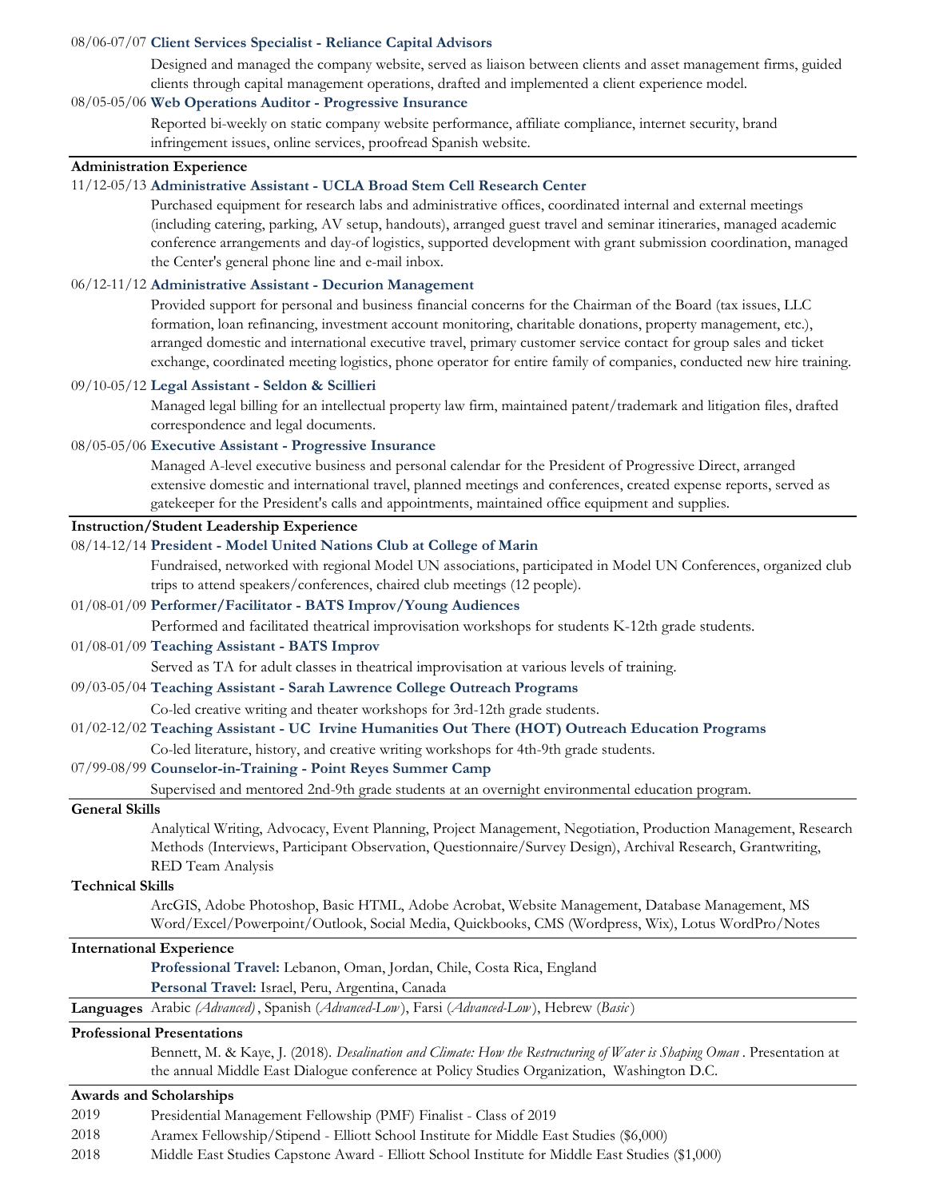08/06-07/07 **Client Services Specialist - Reliance Capital Advisors**

Designed and managed the company website, served as liaison between clients and asset management firms, guided clients through capital management operations, drafted and implemented a client experience model.

08/05-05/06 **Web Operations Auditor - Progressive Insurance**

Reported bi-weekly on static company website performance, affiliate compliance, internet security, brand infringement issues, online services, proofread Spanish website.

## Administration Experience

11/12-05/13 **Administrative Assistant - UCLA Broad Stem Cell Research Center**

Purchased equipment for research labs and administrative offices, coordinated internal and external meetings (including catering, parking, AV setup, handouts), arranged guest travel and seminar itineraries, managed academic conference arrangements and day-of logistics, supported development with grant submission coordination, managed the Center's general phone line and e-mail inbox.

06/12-11/12 **Administrative Assistant - Decurion Management**

Provided support for personal and business financial concerns for the Chairman of the Board (tax issues, LLC formation, loan refinancing, investment account monitoring, charitable donations, property management, etc.), arranged domestic and international executive travel, primary customer service contact for group sales and ticket exchange, coordinated meeting logistics, phone operator for entire family of companies, conducted new hire training.

09/10-05/12 **Legal Assistant - Seldon & Scillieri**

Managed legal billing for an intellectual property law firm, maintained patent/trademark and litigation files, drafted correspondence and legal documents.

08/05-05/06 **Executive Assistant - Progressive Insurance**

Managed A-level executive business and personal calendar for the President of Progressive Direct, arranged extensive domestic and international travel, planned meetings and conferences, created expense reports, served as gatekeeper for the President's calls and appointments, maintained office equipment and supplies.

## Instruction/Student Leadership Experience

08/14-12/14 **President - Model United Nations Club at College of Marin**

Fundraised, networked with regional Model UN associations, participated in Model UN Conferences, organized club trips to attend speakers/conferences, chaired club meetings (12 people).

01/08-01/09 **Performer/Facilitator - BATS Improv/Young Audiences**

Performed and facilitated theatrical improvisation workshops for students K-12th grade students.

01/08-01/09 **Teaching Assistant - BATS Improv**

Served as TA for adult classes in theatrical improvisation at various levels of training.

09/03-05/04 **Teaching Assistant - Sarah Lawrence College Outreach Programs**

Co-led creative writing and theater workshops for 3rd-12th grade students.

01/02-12/02 **Teaching Assistant - UC Irvine Humanities Out There (HOT) Outreach Education Programs**

Co-led literature, history, and creative writing workshops for 4th-9th grade students.

07/99-08/99 **Counselor-in-Training - Point Reyes Summer Camp**

Supervised and mentored 2nd-9th grade students at an overnight environmental education program.

## General Skills

Analytical Writing, Advocacy, Event Planning, Project Management, Negotiation, Production Management, Research Methods (Interviews, Participant Observation, Questionnaire/Survey Design), Archival Research, Grantwriting, RED Team Analysis

## Technical Skills

ArcGIS, Adobe Photoshop, Basic HTML, Adobe Acrobat, Website Management, Database Management, MS Word/Excel/Powerpoint/Outlook, Social Media, Quickbooks, CMS (Wordpress, Wix), Lotus WordPro/Notes

## International Experience

**Professional Travel:** Lebanon, Oman, Jordan, Chile, Costa Rica, England

**Personal Travel:** Israel, Peru, Argentina, Canada

## Languages

Arabic *(Advanced)*, Spanish (*Advanced-Low*), Farsi (*Advanced-Low*), Hebrew (*Basic*)

## Professional Presentations

Bennett, M. & Kaye, J. (2018). *Desalination and Climate: How the Restructuring of Water is Shaping Oman*. Presentation at the annual Middle East Dialogue conference at Policy Studies Organization, Washington D.C.

## Awards and Scholarships

2019 Presidential Management Fellowship (PMF) Finalist - Class of 2019

2018 Aramex Fellowship/Stipend - Elliott School Institute for Middle East Studies ($6,000)

2018 Middle East Studies Capstone Award - Elliott School Institute for Middle East Studies ($1,000)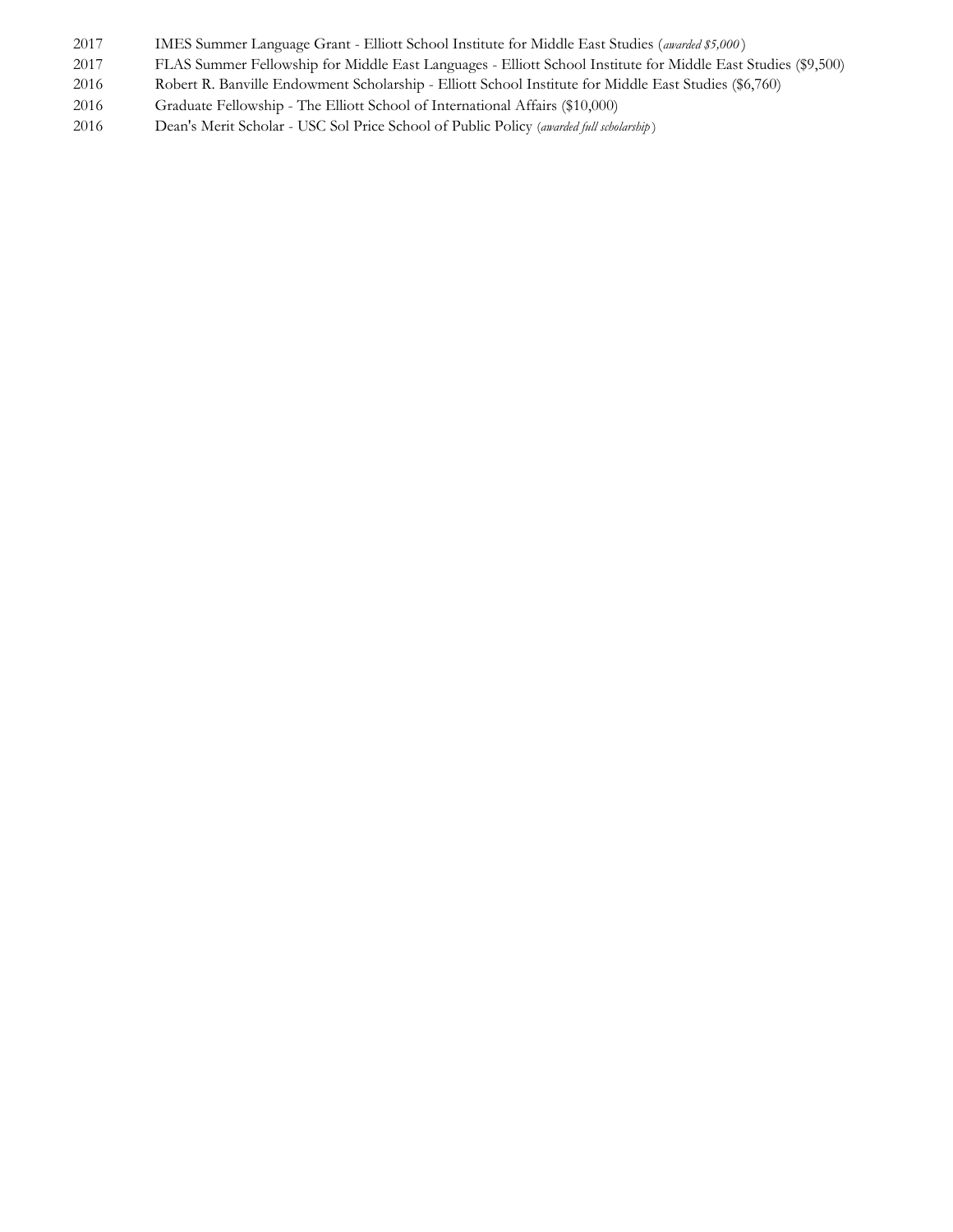2017 IMES Summer Language Grant - Elliott School Institute for Middle East Studies (*awarded $5,000*)
2017 FLAS Summer Fellowship for Middle East Languages - Elliott School Institute for Middle East Studies ($9,500)
2016 Robert R. Banville Endowment Scholarship - Elliott School Institute for Middle East Studies ($6,760)
2016 Graduate Fellowship - The Elliott School of International Affairs ($10,000)
2016 Dean's Merit Scholar - USC Sol Price School of Public Policy (*awarded full scholarship*)